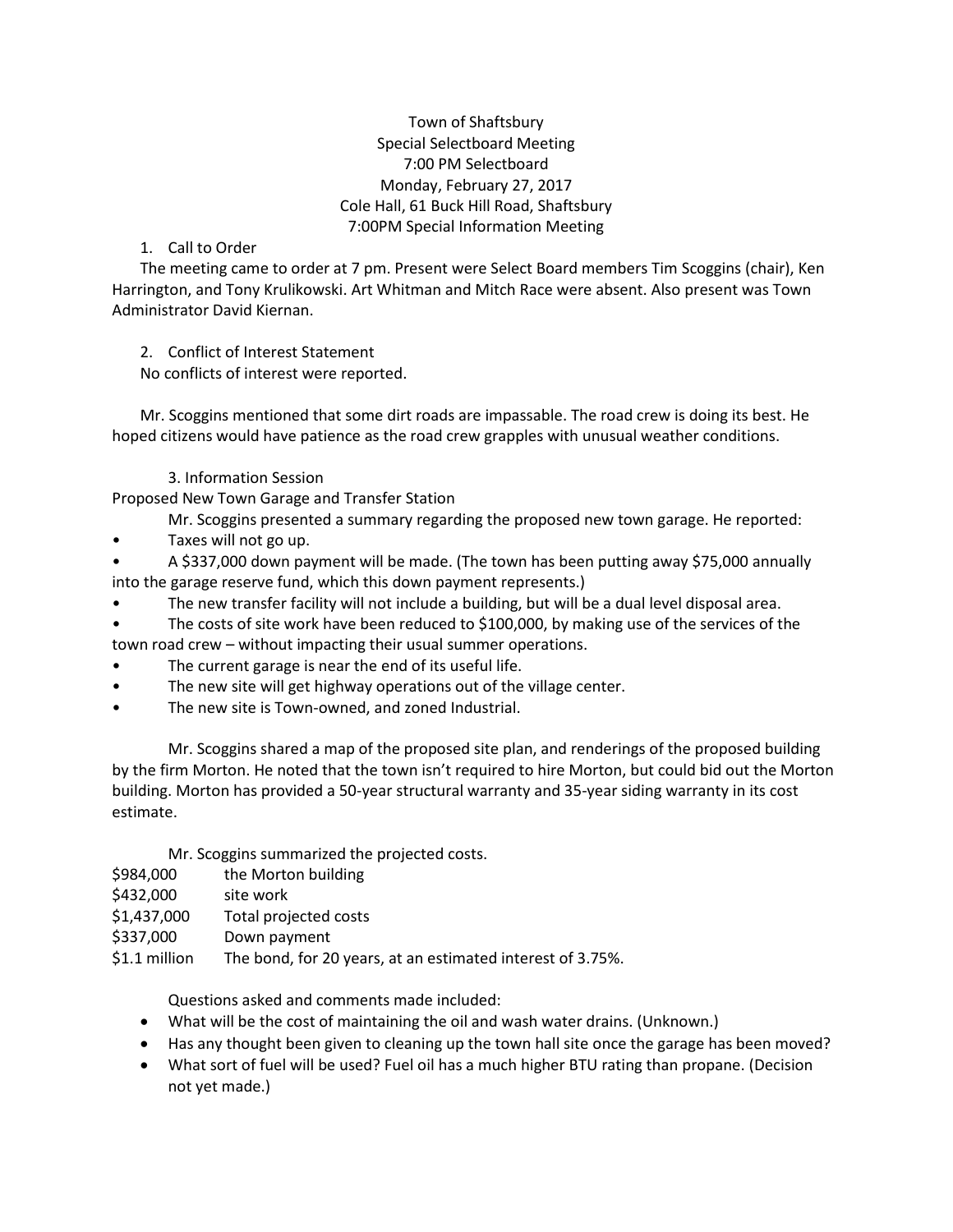Town of Shaftsbury
Special Selectboard Meeting
7:00 PM Selectboard
Monday, February 27, 2017
Cole Hall, 61 Buck Hill Road, Shaftsbury
7:00PM Special Information Meeting

1. Call to Order

The meeting came to order at 7 pm. Present were Select Board members Tim Scoggins (chair), Ken Harrington, and Tony Krulikowski. Art Whitman and Mitch Race were absent. Also present was Town Administrator David Kiernan.

2. Conflict of Interest Statement

No conflicts of interest were reported.

Mr. Scoggins mentioned that some dirt roads are impassable. The road crew is doing its best. He hoped citizens would have patience as the road crew grapples with unusual weather conditions.

3. Information Session

Proposed New Town Garage and Transfer Station

Mr. Scoggins presented a summary regarding the proposed new town garage. He reported:

- Taxes will not go up.
- A $337,000 down payment will be made. (The town has been putting away $75,000 annually into the garage reserve fund, which this down payment represents.)
- The new transfer facility will not include a building, but will be a dual level disposal area.
- The costs of site work have been reduced to $100,000, by making use of the services of the town road crew – without impacting their usual summer operations.
- The current garage is near the end of its useful life.
- The new site will get highway operations out of the village center.
- The new site is Town-owned, and zoned Industrial.

Mr. Scoggins shared a map of the proposed site plan, and renderings of the proposed building by the firm Morton. He noted that the town isn't required to hire Morton, but could bid out the Morton building. Morton has provided a 50-year structural warranty and 35-year siding warranty in its cost estimate.

Mr. Scoggins summarized the projected costs.

| | |
|---|---|
| $984,000 | the Morton building |
| $432,000 | site work |
| $1,437,000 | Total projected costs |
| $337,000 | Down payment |
| $1.1 million | The bond, for 20 years, at an estimated interest of 3.75%. |

Questions asked and comments made included:

- What will be the cost of maintaining the oil and wash water drains. (Unknown.)
- Has any thought been given to cleaning up the town hall site once the garage has been moved?
- What sort of fuel will be used? Fuel oil has a much higher BTU rating than propane. (Decision not yet made.)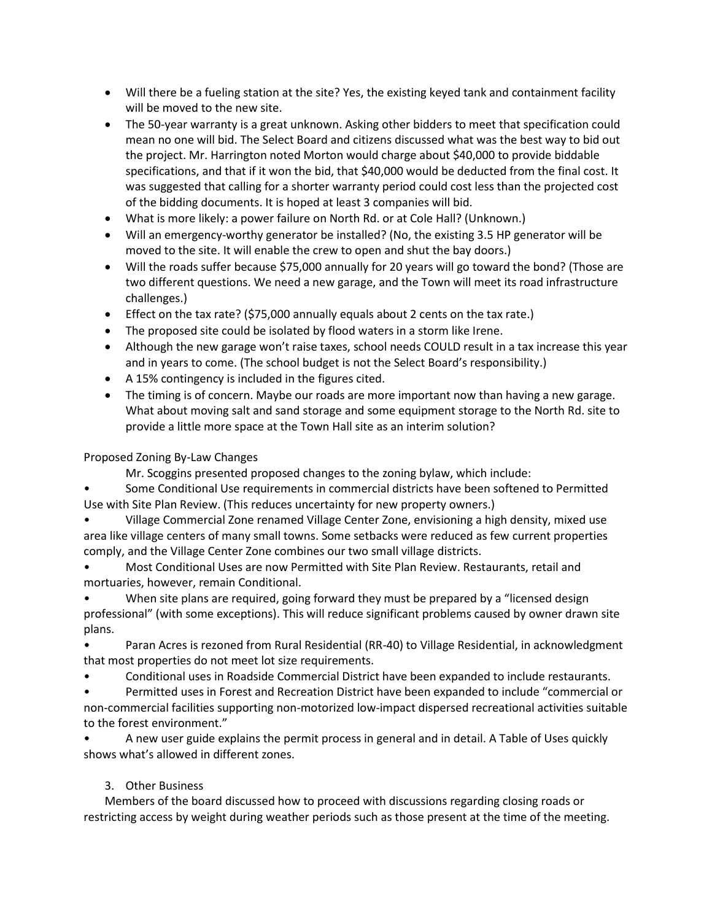- Will there be a fueling station at the site? Yes, the existing keyed tank and containment facility will be moved to the new site.
- The 50-year warranty is a great unknown. Asking other bidders to meet that specification could mean no one will bid. The Select Board and citizens discussed what was the best way to bid out the project. Mr. Harrington noted Morton would charge about $40,000 to provide biddable specifications, and that if it won the bid, that $40,000 would be deducted from the final cost. It was suggested that calling for a shorter warranty period could cost less than the projected cost of the bidding documents. It is hoped at least 3 companies will bid.
- What is more likely: a power failure on North Rd. or at Cole Hall? (Unknown.)
- Will an emergency-worthy generator be installed? (No, the existing 3.5 HP generator will be moved to the site. It will enable the crew to open and shut the bay doors.)
- Will the roads suffer because $75,000 annually for 20 years will go toward the bond? (Those are two different questions. We need a new garage, and the Town will meet its road infrastructure challenges.)
- Effect on the tax rate? ($75,000 annually equals about 2 cents on the tax rate.)
- The proposed site could be isolated by flood waters in a storm like Irene.
- Although the new garage won't raise taxes, school needs COULD result in a tax increase this year and in years to come. (The school budget is not the Select Board's responsibility.)
- A 15% contingency is included in the figures cited.
- The timing is of concern. Maybe our roads are more important now than having a new garage. What about moving salt and sand storage and some equipment storage to the North Rd. site to provide a little more space at the Town Hall site as an interim solution?

Proposed Zoning By-Law Changes

Mr. Scoggins presented proposed changes to the zoning bylaw, which include:

- Some Conditional Use requirements in commercial districts have been softened to Permitted Use with Site Plan Review. (This reduces uncertainty for new property owners.)
- Village Commercial Zone renamed Village Center Zone, envisioning a high density, mixed use area like village centers of many small towns. Some setbacks were reduced as few current properties comply, and the Village Center Zone combines our two small village districts.
- Most Conditional Uses are now Permitted with Site Plan Review. Restaurants, retail and mortuaries, however, remain Conditional.
- When site plans are required, going forward they must be prepared by a "licensed design professional" (with some exceptions). This will reduce significant problems caused by owner drawn site plans.
- Paran Acres is rezoned from Rural Residential (RR-40) to Village Residential, in acknowledgment that most properties do not meet lot size requirements.
- Conditional uses in Roadside Commercial District have been expanded to include restaurants.
- Permitted uses in Forest and Recreation District have been expanded to include "commercial or non-commercial facilities supporting non-motorized low-impact dispersed recreational activities suitable to the forest environment."
- A new user guide explains the permit process in general and in detail. A Table of Uses quickly shows what's allowed in different zones.

3. Other Business

Members of the board discussed how to proceed with discussions regarding closing roads or restricting access by weight during weather periods such as those present at the time of the meeting.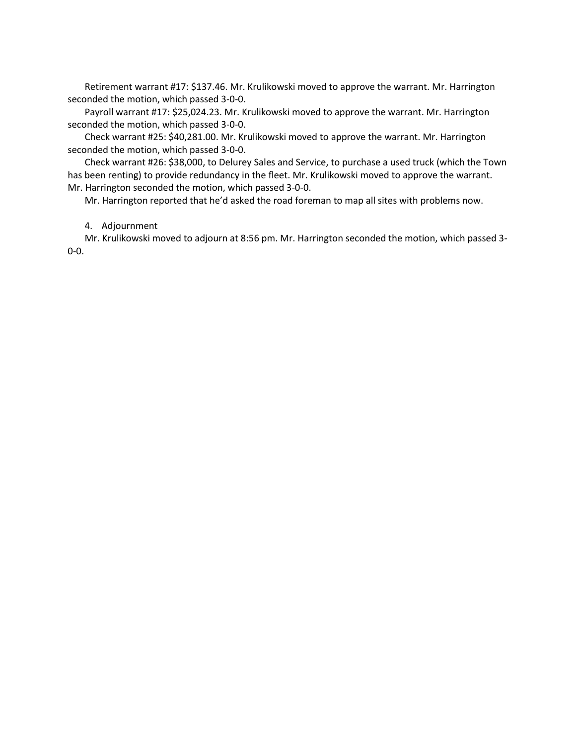Retirement warrant #17: $137.46. Mr. Krulikowski moved to approve the warrant. Mr. Harrington seconded the motion, which passed 3-0-0.

Payroll warrant #17: $25,024.23. Mr. Krulikowski moved to approve the warrant. Mr. Harrington seconded the motion, which passed 3-0-0.

Check warrant #25: $40,281.00. Mr. Krulikowski moved to approve the warrant. Mr. Harrington seconded the motion, which passed 3-0-0.

Check warrant #26: $38,000, to Delurey Sales and Service, to purchase a used truck (which the Town has been renting) to provide redundancy in the fleet. Mr. Krulikowski moved to approve the warrant. Mr. Harrington seconded the motion, which passed 3-0-0.

Mr. Harrington reported that he'd asked the road foreman to map all sites with problems now.

4. Adjournment

Mr. Krulikowski moved to adjourn at 8:56 pm. Mr. Harrington seconded the motion, which passed 3-0-0.